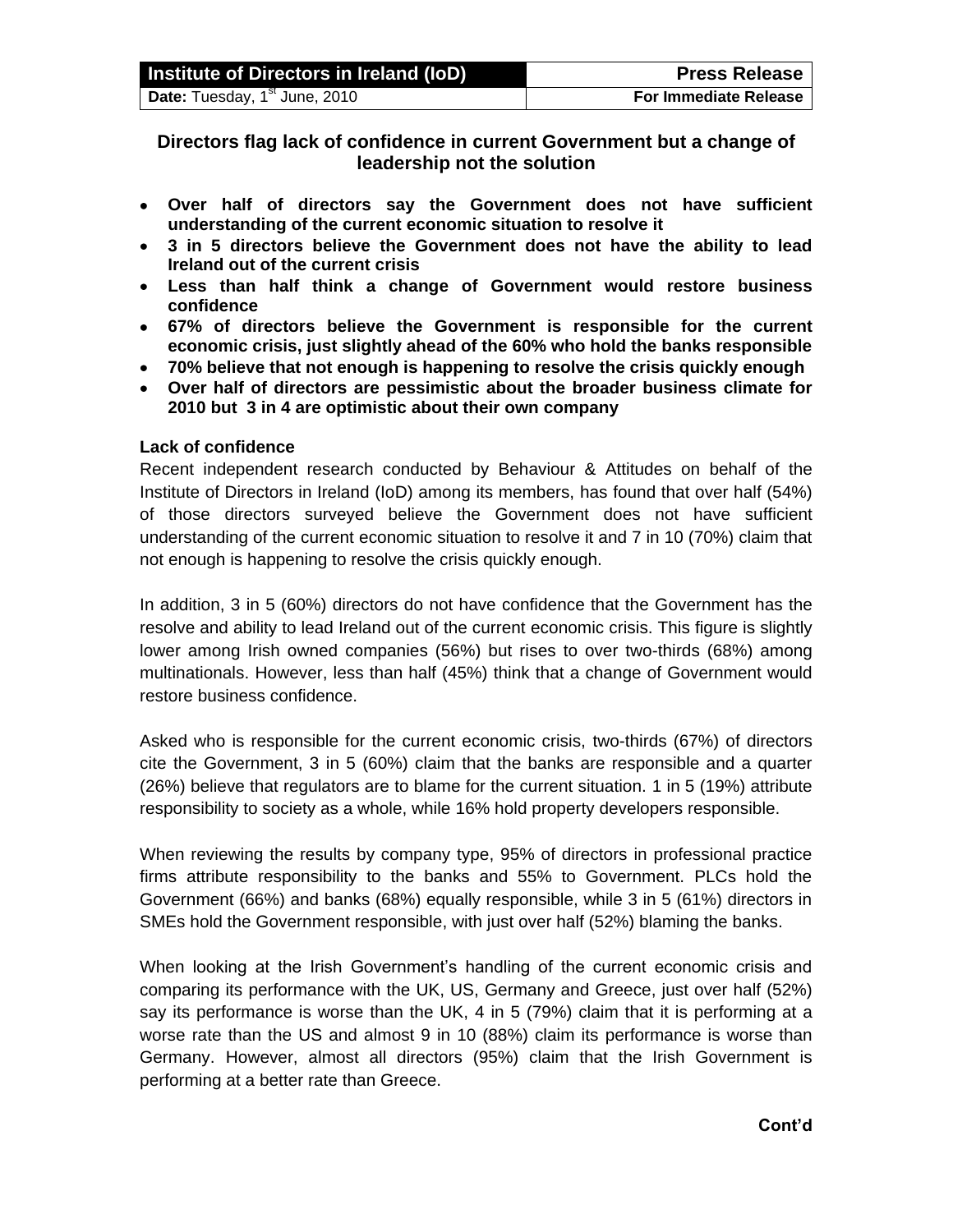| Institute of Directors in Ireland (IoD) | Press Release |
| --- | --- |
| **Date:** Tuesday, 1st June, 2010 | **For Immediate Release** |

## Directors flag lack of confidence in current Government but a change of leadership not the solution

- **Over half of directors say the Government does not have sufficient understanding of the current economic situation to resolve it**
- **3 in 5 directors believe the Government does not have the ability to lead Ireland out of the current crisis**
- **Less than half think a change of Government would restore business confidence**
- **67% of directors believe the Government is responsible for the current economic crisis, just slightly ahead of the 60% who hold the banks responsible**
- **70% believe that not enough is happening to resolve the crisis quickly enough**
- **Over half of directors are pessimistic about the broader business climate for 2010 but 3 in 4 are optimistic about their own company**

**Lack of confidence**

Recent independent research conducted by Behaviour & Attitudes on behalf of the Institute of Directors in Ireland (IoD) among its members, has found that over half (54%) of those directors surveyed believe the Government does not have sufficient understanding of the current economic situation to resolve it and 7 in 10 (70%) claim that not enough is happening to resolve the crisis quickly enough.

In addition, 3 in 5 (60%) directors do not have confidence that the Government has the resolve and ability to lead Ireland out of the current economic crisis. This figure is slightly lower among Irish owned companies (56%) but rises to over two-thirds (68%) among multinationals. However, less than half (45%) think that a change of Government would restore business confidence.

Asked who is responsible for the current economic crisis, two-thirds (67%) of directors cite the Government, 3 in 5 (60%) claim that the banks are responsible and a quarter (26%) believe that regulators are to blame for the current situation. 1 in 5 (19%) attribute responsibility to society as a whole, while 16% hold property developers responsible.

When reviewing the results by company type, 95% of directors in professional practice firms attribute responsibility to the banks and 55% to Government. PLCs hold the Government (66%) and banks (68%) equally responsible, while 3 in 5 (61%) directors in SMEs hold the Government responsible, with just over half (52%) blaming the banks.

When looking at the Irish Government's handling of the current economic crisis and comparing its performance with the UK, US, Germany and Greece, just over half (52%) say its performance is worse than the UK, 4 in 5 (79%) claim that it is performing at a worse rate than the US and almost 9 in 10 (88%) claim its performance is worse than Germany. However, almost all directors (95%) claim that the Irish Government is performing at a better rate than Greece.

**Cont'd**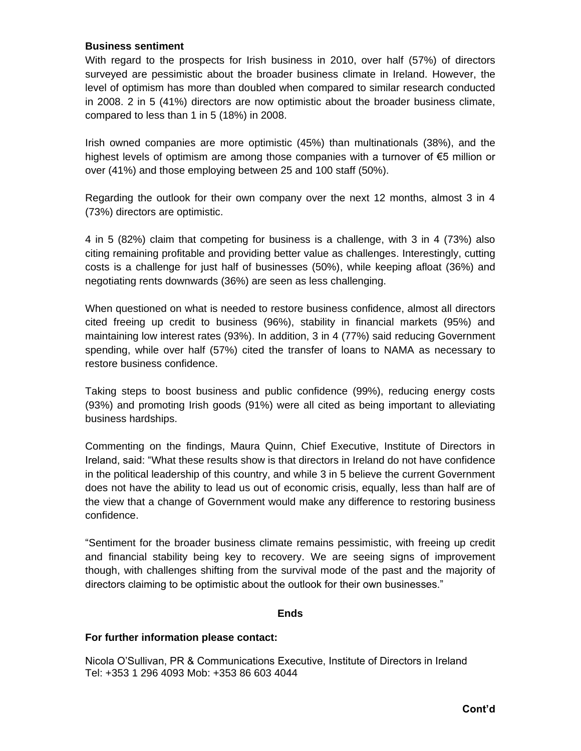**Business sentiment**

With regard to the prospects for Irish business in 2010, over half (57%) of directors surveyed are pessimistic about the broader business climate in Ireland. However, the level of optimism has more than doubled when compared to similar research conducted in 2008. 2 in 5 (41%) directors are now optimistic about the broader business climate, compared to less than 1 in 5 (18%) in 2008.

Irish owned companies are more optimistic (45%) than multinationals (38%), and the highest levels of optimism are among those companies with a turnover of €5 million or over (41%) and those employing between 25 and 100 staff (50%).

Regarding the outlook for their own company over the next 12 months, almost 3 in 4 (73%) directors are optimistic.

4 in 5 (82%) claim that competing for business is a challenge, with 3 in 4 (73%) also citing remaining profitable and providing better value as challenges. Interestingly, cutting costs is a challenge for just half of businesses (50%), while keeping afloat (36%) and negotiating rents downwards (36%) are seen as less challenging.

When questioned on what is needed to restore business confidence, almost all directors cited freeing up credit to business (96%), stability in financial markets (95%) and maintaining low interest rates (93%). In addition, 3 in 4 (77%) said reducing Government spending, while over half (57%) cited the transfer of loans to NAMA as necessary to restore business confidence.

Taking steps to boost business and public confidence (99%), reducing energy costs (93%) and promoting Irish goods (91%) were all cited as being important to alleviating business hardships.

Commenting on the findings, Maura Quinn, Chief Executive, Institute of Directors in Ireland, said: “What these results show is that directors in Ireland do not have confidence in the political leadership of this country, and while 3 in 5 believe the current Government does not have the ability to lead us out of economic crisis, equally, less than half are of the view that a change of Government would make any difference to restoring business confidence.

“Sentiment for the broader business climate remains pessimistic, with freeing up credit and financial stability being key to recovery. We are seeing signs of improvement though, with challenges shifting from the survival mode of the past and the majority of directors claiming to be optimistic about the outlook for their own businesses.”

**Ends**

**For further information please contact:**

Nicola O’Sullivan, PR & Communications Executive, Institute of Directors in Ireland
Tel: +353 1 296 4093 Mob: +353 86 603 4044

**Cont’d**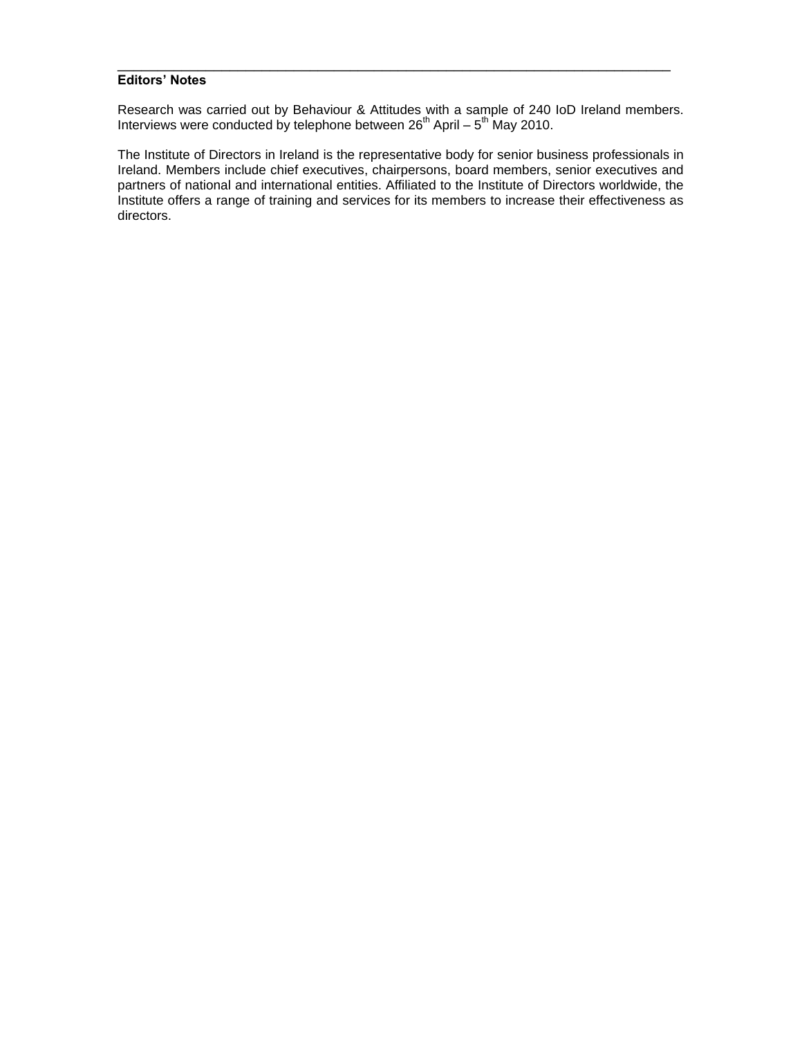---

**Editors' Notes**

Research was carried out by Behaviour & Attitudes with a sample of 240 IoD Ireland members. Interviews were conducted by telephone between 26th April – 5th May 2010.

The Institute of Directors in Ireland is the representative body for senior business professionals in Ireland. Members include chief executives, chairpersons, board members, senior executives and partners of national and international entities. Affiliated to the Institute of Directors worldwide, the Institute offers a range of training and services for its members to increase their effectiveness as directors.